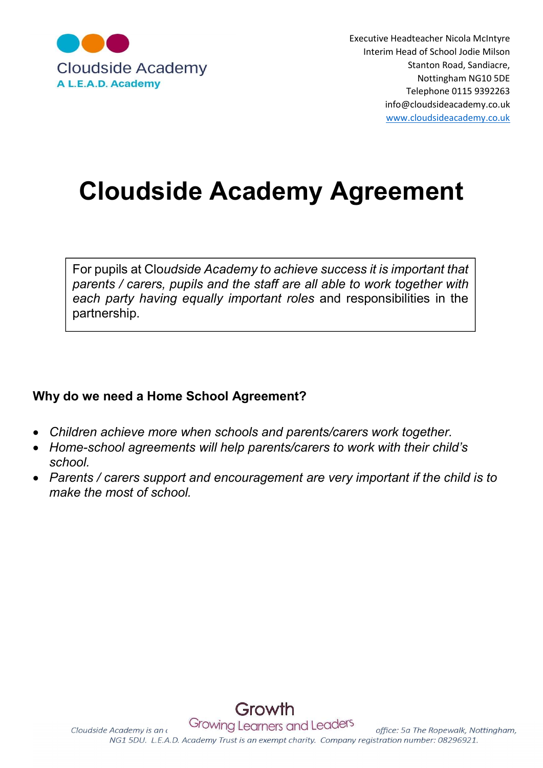Cloudside Academy
A L.E.A.D. Academy

Executive Headteacher Nicola McIntyre
Interim Head of School Jodie Milson
Stanton Road, Sandiacre,
Nottingham NG10 5DE
Telephone 0115 9392263
info@cloudsideacademy.co.uk
www.cloudsideacademy.co.uk

# Cloudside Academy Agreement

For pupils at Clo*udside Academy to achieve success it is important that parents / carers, pupils and the staff are all able to work together with each party having equally important roles* and responsibilities in the partnership.

**Why do we need a Home School Agreement?**

- *Children achieve more when schools and parents/carers work together.*
- *Home-school agreements will help parents/carers to work with their child's school.*
- *Parents / carers support and encouragement are very important if the child is to make the most of school.*

Growth
Growing Learners and Leaders

*Cloudside Academy is an ( ... office: 5a The Ropewalk, Nottingham, NG1 5DU. L.E.A.D. Academy Trust is an exempt charity. Company registration number: 08296921.*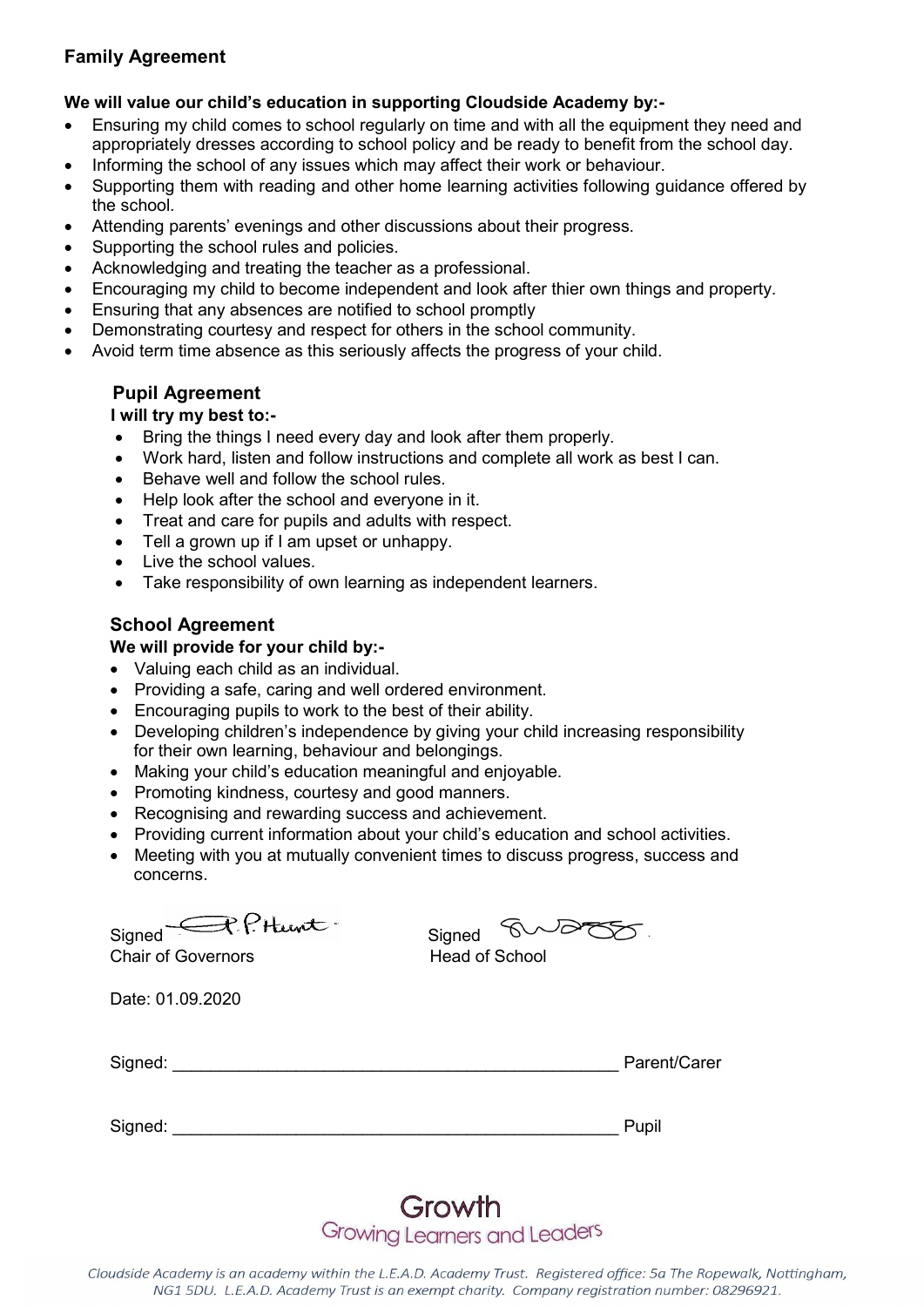## Family Agreement

**We will value our child's education in supporting Cloudside Academy by:-**

- Ensuring my child comes to school regularly on time and with all the equipment they need and appropriately dresses according to school policy and be ready to benefit from the school day.
- Informing the school of any issues which may affect their work or behaviour.
- Supporting them with reading and other home learning activities following guidance offered by the school.
- Attending parents' evenings and other discussions about their progress.
- Supporting the school rules and policies.
- Acknowledging and treating the teacher as a professional.
- Encouraging my child to become independent and look after thier own things and property.
- Ensuring that any absences are notified to school promptly
- Demonstrating courtesy and respect for others in the school community.
- Avoid term time absence as this seriously affects the progress of your child.

## Pupil Agreement

**I will try my best to:-**

- Bring the things I need every day and look after them properly.
- Work hard, listen and follow instructions and complete all work as best I can.
- Behave well and follow the school rules.
- Help look after the school and everyone in it.
- Treat and care for pupils and adults with respect.
- Tell a grown up if I am upset or unhappy.
- Live the school values.
- Take responsibility of own learning as independent learners.

## School Agreement

**We will provide for your child by:-**

- Valuing each child as an individual.
- Providing a safe, caring and well ordered environment.
- Encouraging pupils to work to the best of their ability.
- Developing children's independence by giving your child increasing responsibility for their own learning, behaviour and belongings.
- Making your child's education meaningful and enjoyable.
- Promoting kindness, courtesy and good manners.
- Recognising and rewarding success and achievement.
- Providing current information about your child's education and school activities.
- Meeting with you at mutually convenient times to discuss progress, success and concerns.

Signed P. Hunt
Chair of Governors

Signed
Head of School

Date: 01.09.2020

Signed: ______________________________________________ Parent/Carer

Signed: ______________________________________________ Pupil

Growth
Growing Learners and Leaders

*Cloudside Academy is an academy within the L.E.A.D. Academy Trust. Registered office: 5a The Ropewalk, Nottingham, NG1 5DU. L.E.A.D. Academy Trust is an exempt charity. Company registration number: 08296921.*